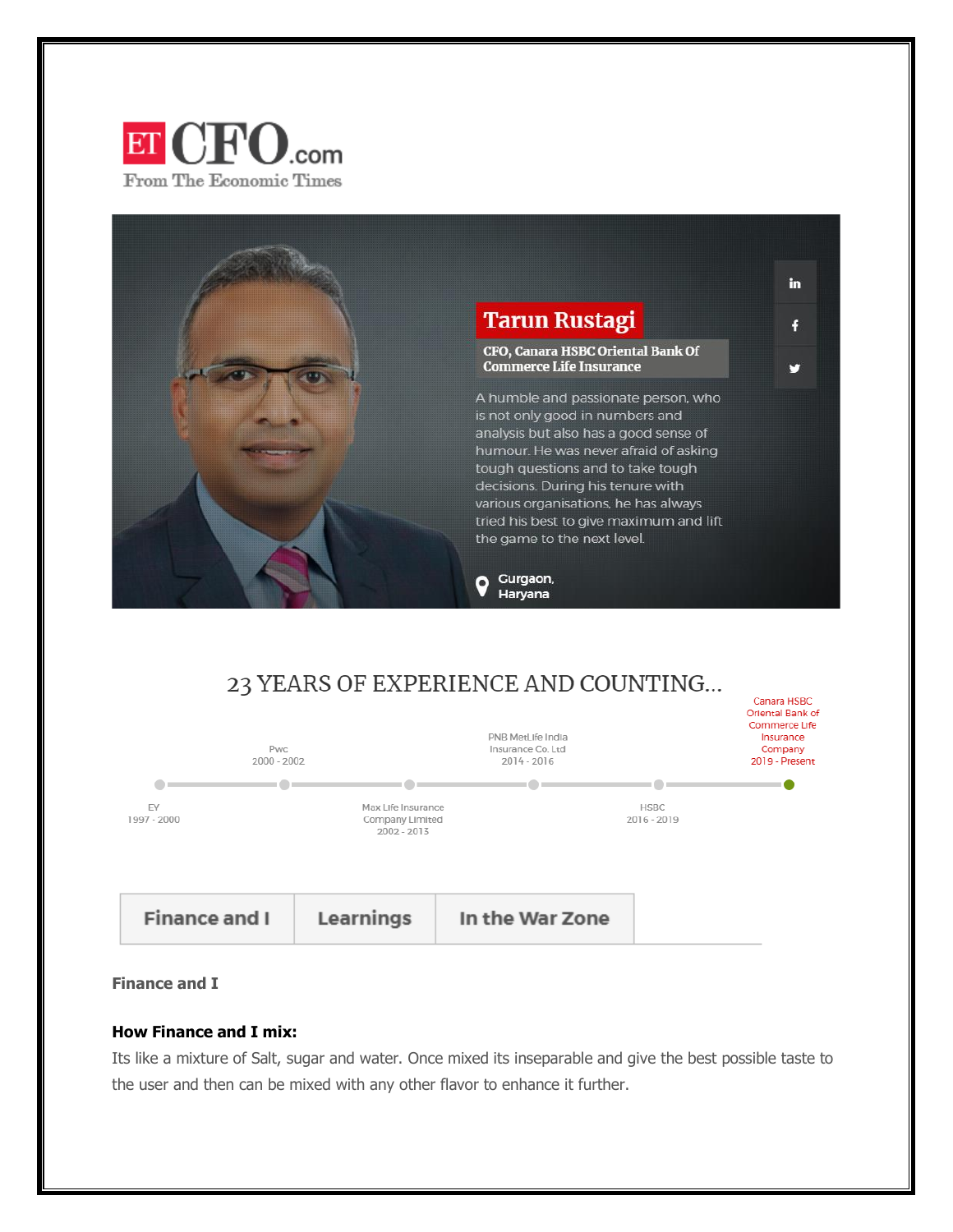ETCFO.com
From The Economic Times

# Tarun Rustagi

**CFO, Canara HSBC Oriental Bank Of Commerce Life Insurance**

A humble and passionate person, who is not only good in numbers and analysis but also has a good sense of humour. He was never afraid of asking tough questions and to take tough decisions. During his tenure with various organisations, he has always tried his best to give maximum and lift the game to the next level.

Gurgaon, Haryana

## 23 YEARS OF EXPERIENCE AND COUNTING...

- EY 1997 - 2000
- Pwc 2000 - 2002
- Max Life Insurance Company Limited 2002 - 2013
- PNB MetLife India Insurance Co. Ltd 2014 - 2016
- HSBC 2016 - 2019
- Canara HSBC Oriental Bank of Commerce Life Insurance Company 2019 - Present

Finance and I | Learnings | In the War Zone

**Finance and I**

**How Finance and I mix:**

Its like a mixture of Salt, sugar and water. Once mixed its inseparable and give the best possible taste to the user and then can be mixed with any other flavor to enhance it further.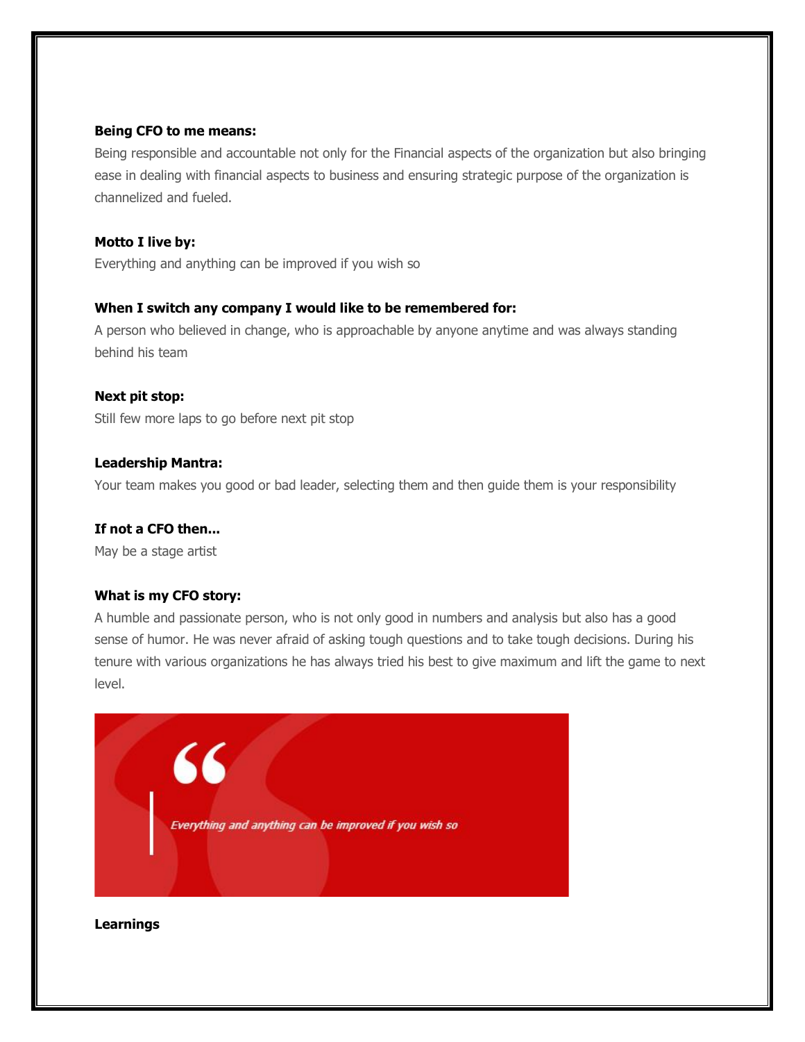**Being CFO to me means:**

Being responsible and accountable not only for the Financial aspects of the organization but also bringing ease in dealing with financial aspects to business and ensuring strategic purpose of the organization is channelized and fueled.

**Motto I live by:**

Everything and anything can be improved if you wish so

**When I switch any company I would like to be remembered for:**

A person who believed in change, who is approachable by anyone anytime and was always standing behind his team

**Next pit stop:**

Still few more laps to go before next pit stop

**Leadership Mantra:**

Your team makes you good or bad leader, selecting them and then guide them is your responsibility

**If not a CFO then...**

May be a stage artist

**What is my CFO story:**

A humble and passionate person, who is not only good in numbers and analysis but also has a good sense of humor. He was never afraid of asking tough questions and to take tough decisions. During his tenure with various organizations he has always tried his best to give maximum and lift the game to next level.

> *Everything and anything can be improved if you wish so*

**Learnings**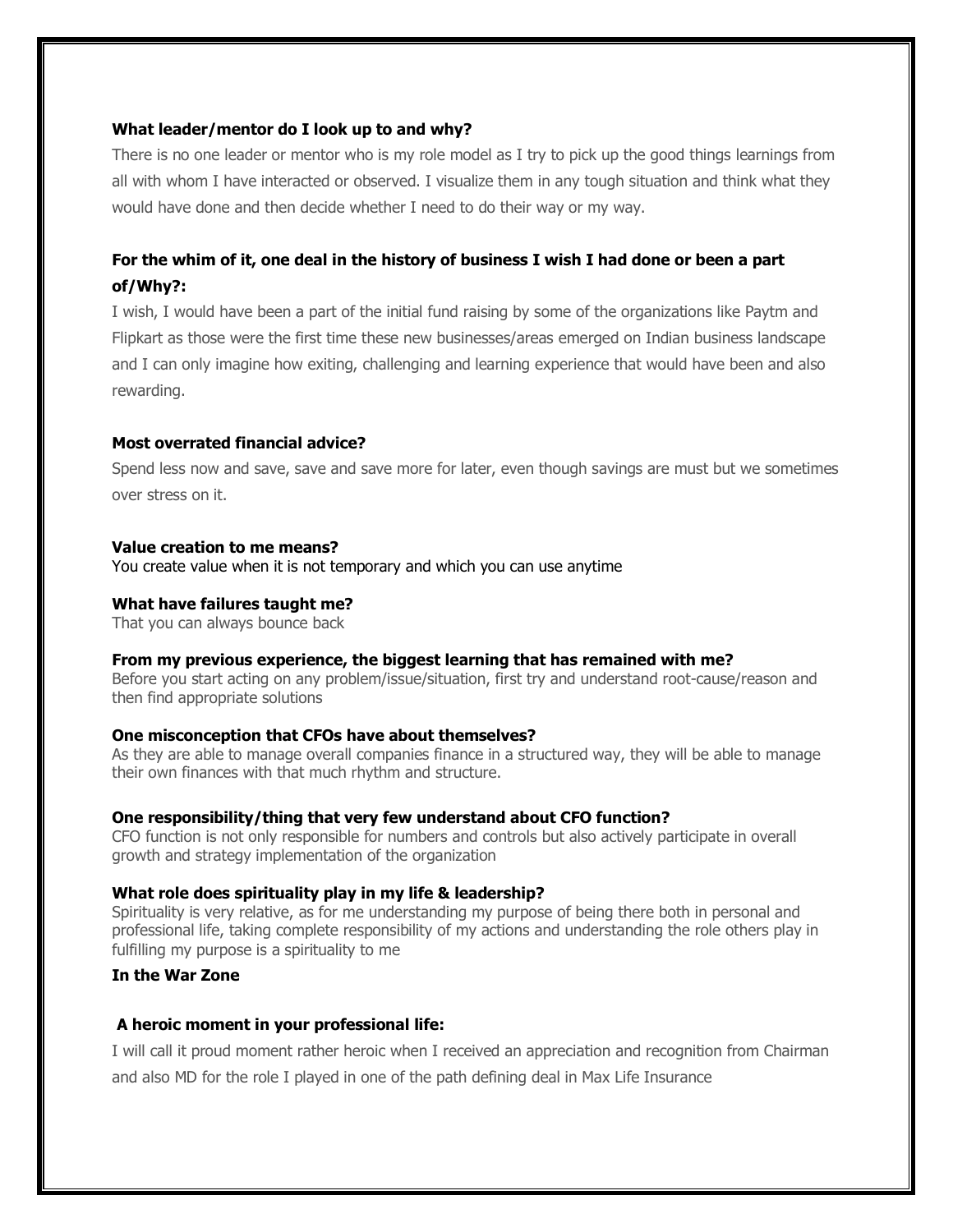**What leader/mentor do I look up to and why?**

There is no one leader or mentor who is my role model as I try to pick up the good things learnings from all with whom I have interacted or observed. I visualize them in any tough situation and think what they would have done and then decide whether I need to do their way or my way.

**For the whim of it, one deal in the history of business I wish I had done or been a part of/Why?:**

I wish, I would have been a part of the initial fund raising by some of the organizations like Paytm and Flipkart as those were the first time these new businesses/areas emerged on Indian business landscape and I can only imagine how exiting, challenging and learning experience that would have been and also rewarding.

**Most overrated financial advice?**

Spend less now and save, save and save more for later, even though savings are must but we sometimes over stress on it.

**Value creation to me means?**

You create value when it is not temporary and which you can use anytime

**What have failures taught me?**

That you can always bounce back

**From my previous experience, the biggest learning that has remained with me?**

Before you start acting on any problem/issue/situation, first try and understand root-cause/reason and then find appropriate solutions

**One misconception that CFOs have about themselves?**

As they are able to manage overall companies finance in a structured way, they will be able to manage their own finances with that much rhythm and structure.

**One responsibility/thing that very few understand about CFO function?**

CFO function is not only responsible for numbers and controls but also actively participate in overall growth and strategy implementation of the organization

**What role does spirituality play in my life & leadership?**

Spirituality is very relative, as for me understanding my purpose of being there both in personal and professional life, taking complete responsibility of my actions and understanding the role others play in fulfilling my purpose is a spirituality to me

**In the War Zone**

**A heroic moment in your professional life:**

I will call it proud moment rather heroic when I received an appreciation and recognition from Chairman and also MD for the role I played in one of the path defining deal in Max Life Insurance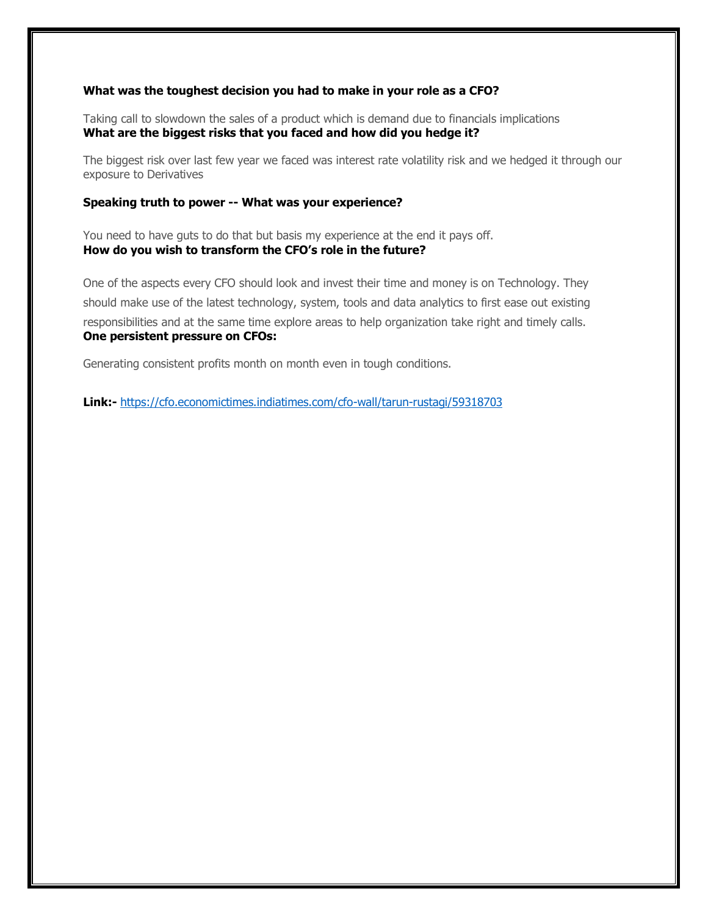**What was the toughest decision you had to make in your role as a CFO?**

Taking call to slowdown the sales of a product which is demand due to financials implications

**What are the biggest risks that you faced and how did you hedge it?**

The biggest risk over last few year we faced was interest rate volatility risk and we hedged it through our exposure to Derivatives

**Speaking truth to power -- What was your experience?**

You need to have guts to do that but basis my experience at the end it pays off.

**How do you wish to transform the CFO's role in the future?**

One of the aspects every CFO should look and invest their time and money is on Technology. They should make use of the latest technology, system, tools and data analytics to first ease out existing responsibilities and at the same time explore areas to help organization take right and timely calls.

**One persistent pressure on CFOs:**

Generating consistent profits month on month even in tough conditions.

**Link:-** [https://cfo.economictimes.indiatimes.com/cfo-wall/tarun-rustagi/59318703](https://cfo.economictimes.indiatimes.com/cfo-wall/tarun-rustagi/59318703)